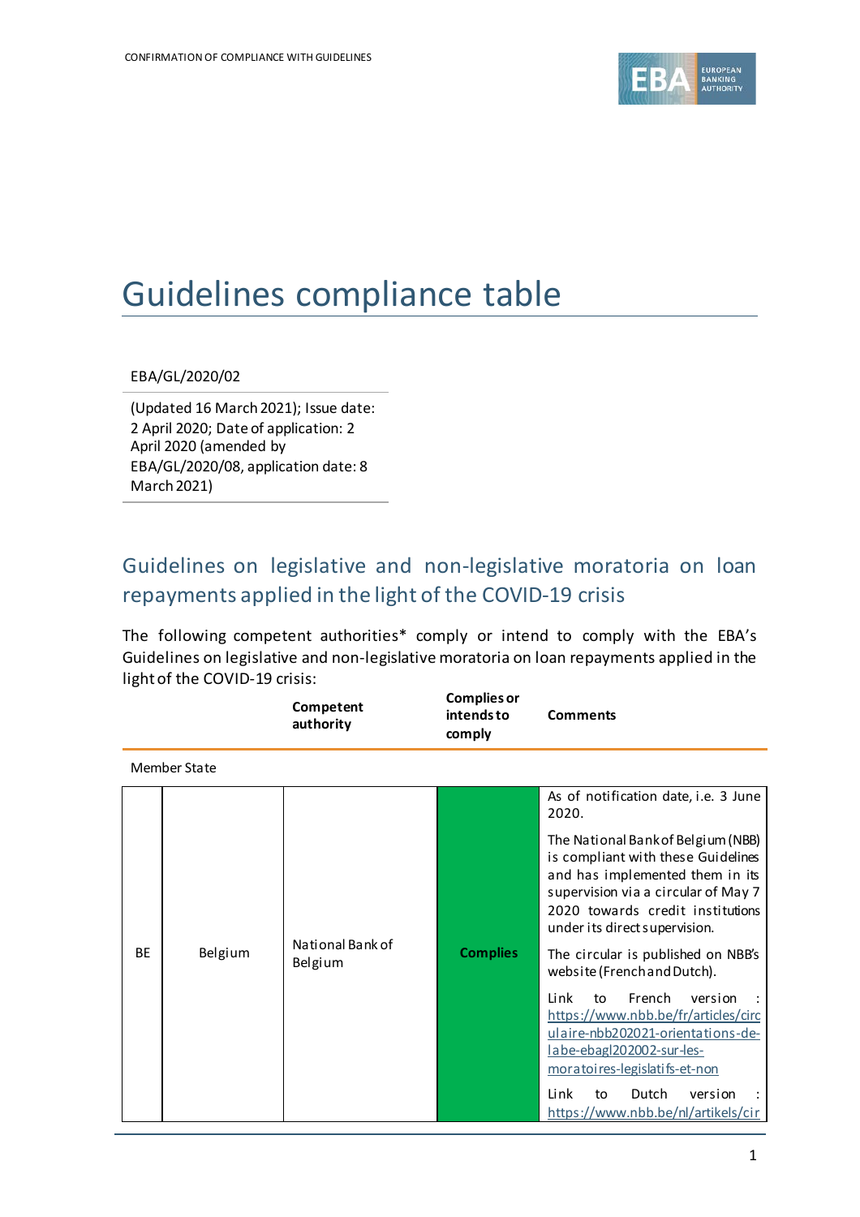# Guidelines compliance table

EBA/GL/2020/02

(Updated 16 March 2021); Issue date: 2 April 2020; Date of application: 2 April 2020 (amended by EBA/GL/2020/08, application date: 8 March 2021)

## Guidelines on legislative and non-legislative moratoria on loan repayments applied in the light of the COVID-19 crisis

The following competent authorities* comply or intend to comply with the EBA's Guidelines on legislative and non-legislative moratoria on loan repayments applied in the light of the COVID-19 crisis:

| | | Competent authority | Complies or intends to comply | Comments |
|---|---|---|---|---|
| Member State | | | | |
| BE | Belgium | National Bank of Belgium | **Complies** | As of notification date, i.e. 3 June 2020.<br><br>The National Bank of Belgium (NBB) is compliant with these Guidelines and has implemented them in its supervision via a circular of May 7 2020 towards credit institutions under its direct supervision.<br><br>The circular is published on NBB's website (Frenchand Dutch).<br><br>Link to French version : https://www.nbb.be/fr/articles/circulaire-nbb202021-orientations-de-labe-ebagl202002-sur-les-moratoires-legislatifs-et-non<br><br>Link to Dutch version : https://www.nbb.be/nl/artikels/cir |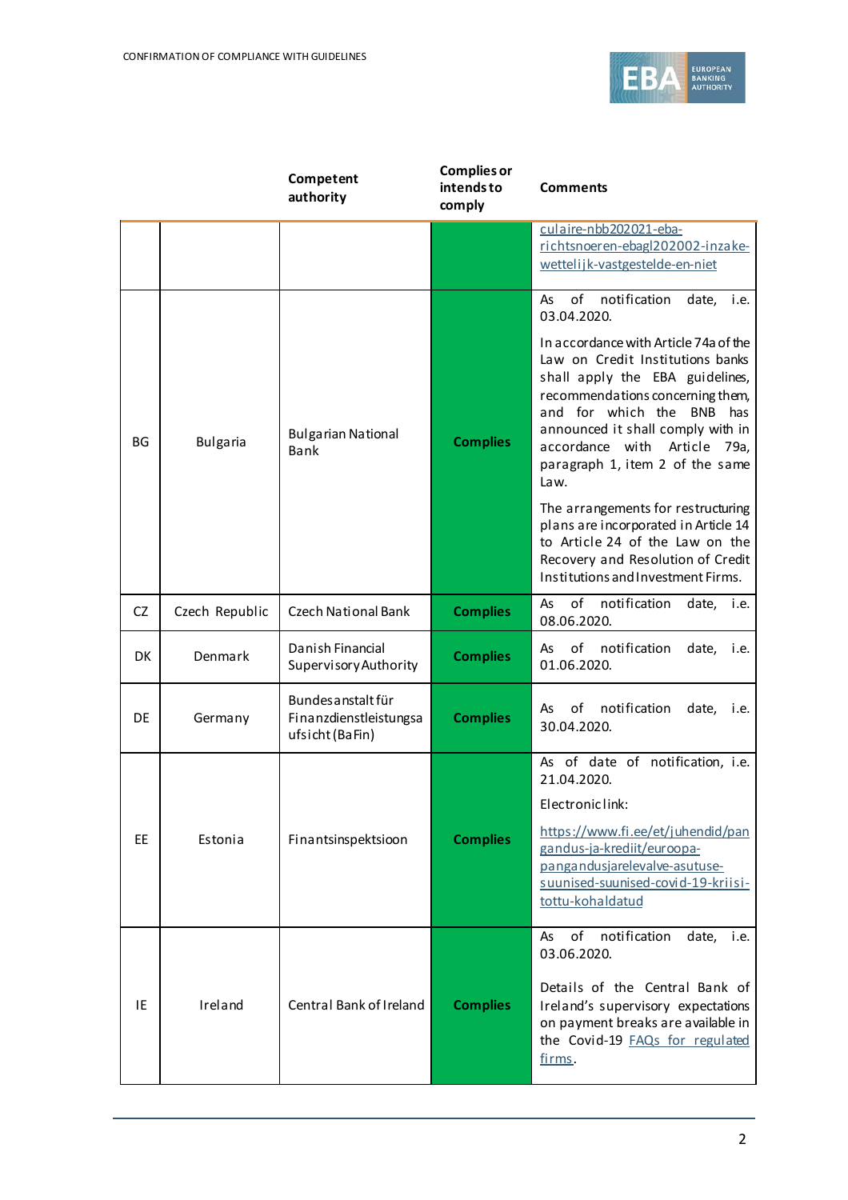| | | Competent authority | Complies or intends to comply | Comments |
|---|---|---|---|---|
| | | | | culaire-nbb202021-eba-richtsnoeren-ebagl202002-inzake-wettelijk-vastgestelde-en-niet |
| BG | Bulgaria | Bulgarian National Bank | **Complies** | As of notification date, i.e. 03.04.2020.<br><br>In accordance with Article 74a of the Law on Credit Institutions banks shall apply the EBA guidelines, recommendations concerning them, and for which the BNB has announced it shall comply with in accordance with Article 79a, paragraph 1, item 2 of the same Law.<br><br>The arrangements for restructuring plans are incorporated in Article 14 to Article 24 of the Law on the Recovery and Resolution of Credit Institutions and Investment Firms. |
| CZ | Czech Republic | Czech National Bank | **Complies** | As of notification date, i.e. 08.06.2020. |
| DK | Denmark | Danish Financial Supervisory Authority | **Complies** | As of notification date, i.e. 01.06.2020. |
| DE | Germany | Bundesanstalt für Finanzdienstleistungsaufsicht (BaFin) | **Complies** | As of notification date, i.e. 30.04.2020. |
| EE | Estonia | Finantsinspektsioon | **Complies** | As of date of notification, i.e. 21.04.2020.<br><br>Electronic link:<br><br>https://www.fi.ee/et/juhendid/pangandus-ja-krediit/euroopa-pangandusjarelevalve-asutuse-suunised-suunised-covid-19-kriisi-tottu-kohaldatud |
| IE | Ireland | Central Bank of Ireland | **Complies** | As of notification date, i.e. 03.06.2020.<br><br>Details of the Central Bank of Ireland's supervisory expectations on payment breaks are available in the Covid-19 FAQs for regulated firms. |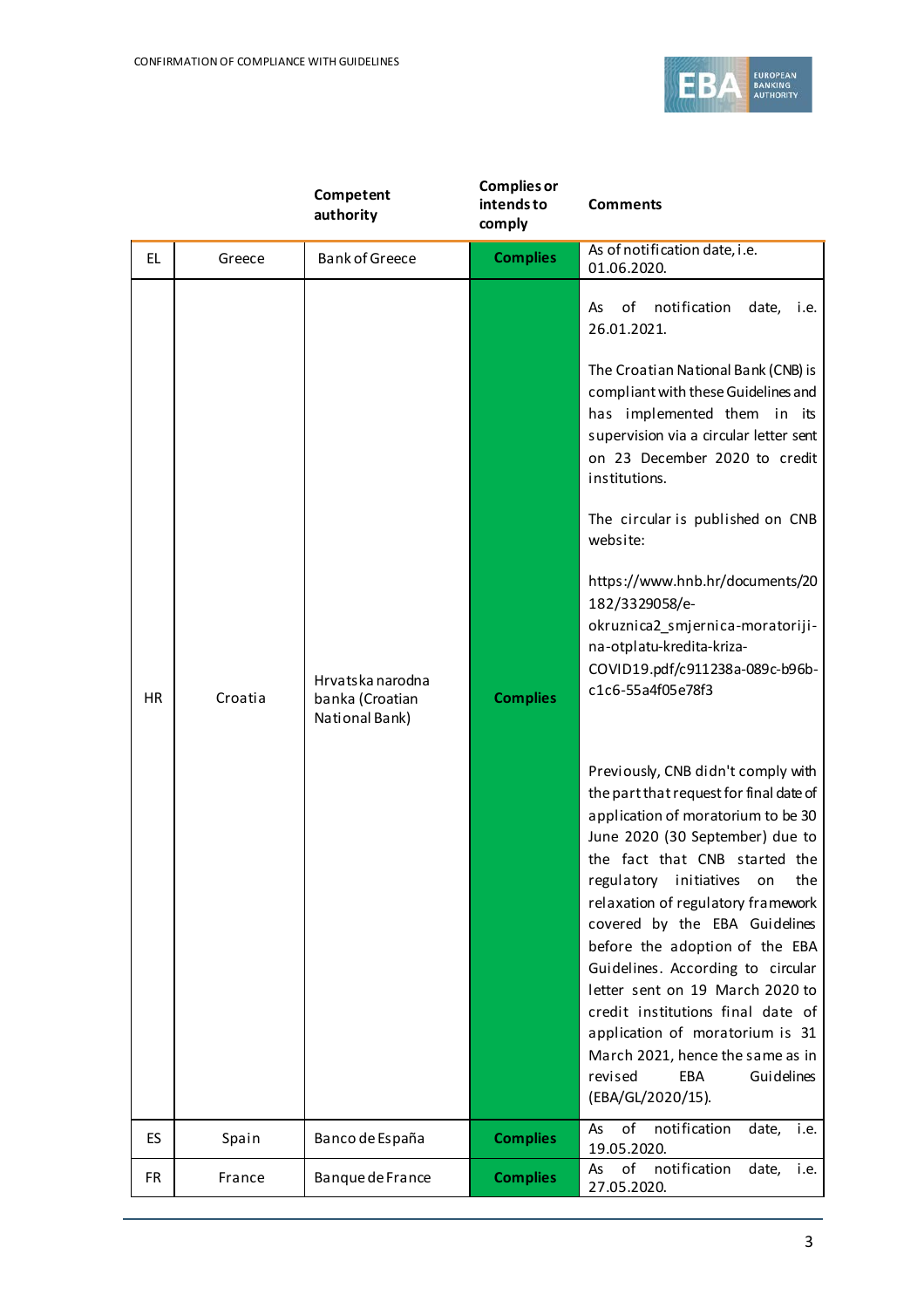| | | Competent authority | Complies or intends to comply | Comments |
|---|---|---|---|---|
| EL | Greece | Bank of Greece | Complies | As of notification date, i.e. 01.06.2020. |
| HR | Croatia | Hrvatska narodna banka (Croatian National Bank) | Complies | As of notification date, i.e. 26.01.2021.<br><br>The Croatian National Bank (CNB) is compliant with these Guidelines and has implemented them in its supervision via a circular letter sent on 23 December 2020 to credit institutions.<br><br>The circular is published on CNB website:<br><br>https://www.hnb.hr/documents/20182/3329058/e-okruznica2_smjernica-moratoriji-na-otplatu-kredita-kriza-COVID19.pdf/c911238a-089c-b96b-c1c6-55a4f05e78f3<br><br>Previously, CNB didn't comply with the part that request for final date of application of moratorium to be 30 June 2020 (30 September) due to the fact that CNB started the regulatory initiatives on the relaxation of regulatory framework covered by the EBA Guidelines before the adoption of the EBA Guidelines. According to circular letter sent on 19 March 2020 to credit institutions final date of application of moratorium is 31 March 2021, hence the same as in revised EBA Guidelines (EBA/GL/2020/15). |
| ES | Spain | Banco de España | Complies | As of notification date, i.e. 19.05.2020. |
| FR | France | Banque de France | Complies | As of notification date, i.e. 27.05.2020. |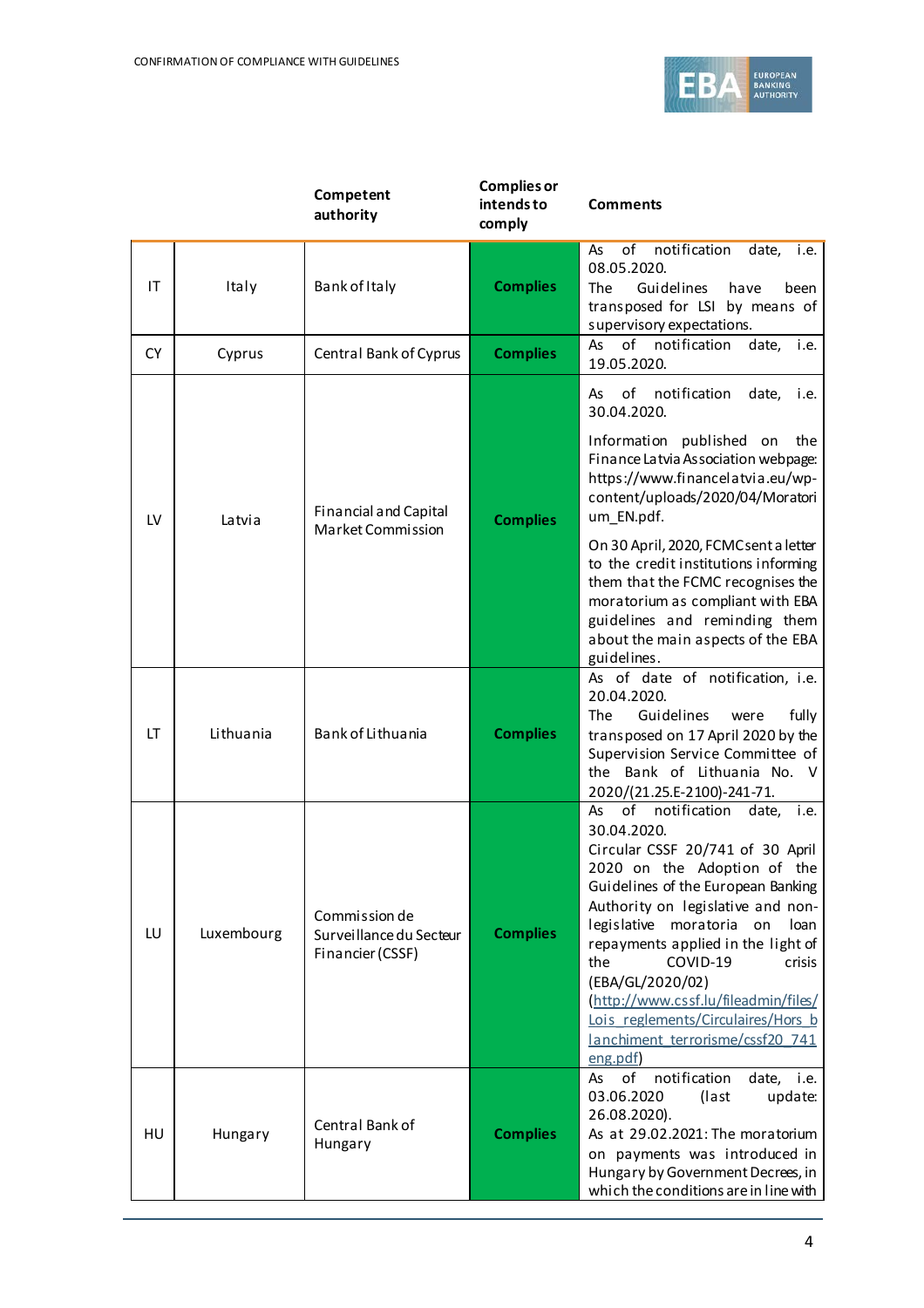| | | Competent authority | Complies or intends to comply | Comments |
|---|---|---|---|---|
| IT | Italy | Bank of Italy | **Complies** | As of notification date, i.e. 08.05.2020. The Guidelines have been transposed for LSI by means of supervisory expectations. |
| CY | Cyprus | Central Bank of Cyprus | **Complies** | As of notification date, i.e. 19.05.2020. |
| LV | Latvia | Financial and Capital Market Commission | **Complies** | As of notification date, i.e. 30.04.2020. Information published on the Finance Latvia Association webpage: https://www.financelatvia.eu/wp-content/uploads/2020/04/Moratorium_EN.pdf. On 30 April, 2020, FCMC sent a letter to the credit institutions informing them that the FCMC recognises the moratorium as compliant with EBA guidelines and reminding them about the main aspects of the EBA guidelines. |
| LT | Lithuania | Bank of Lithuania | **Complies** | As of date of notification, i.e. 20.04.2020. The Guidelines were fully transposed on 17 April 2020 by the Supervision Service Committee of the Bank of Lithuania No. V 2020/(21.25.E-2100)-241-71. |
| LU | Luxembourg | Commission de Surveillance du Secteur Financier (CSSF) | **Complies** | As of notification date, i.e. 30.04.2020. Circular CSSF 20/741 of 30 April 2020 on the Adoption of the Guidelines of the European Banking Authority on legislative and non-legislative moratoria on loan repayments applied in the light of the COVID-19 crisis (EBA/GL/2020/02) (http://www.cssf.lu/fileadmin/files/Lois_reglements/Circulaires/Hors_blanchiment_terrorisme/cssf20_741eng.pdf) |
| HU | Hungary | Central Bank of Hungary | **Complies** | As of notification date, i.e. 03.06.2020 (last update: 26.08.2020). As at 29.02.2021: The moratorium on payments was introduced in Hungary by Government Decrees, in which the conditions are in line with |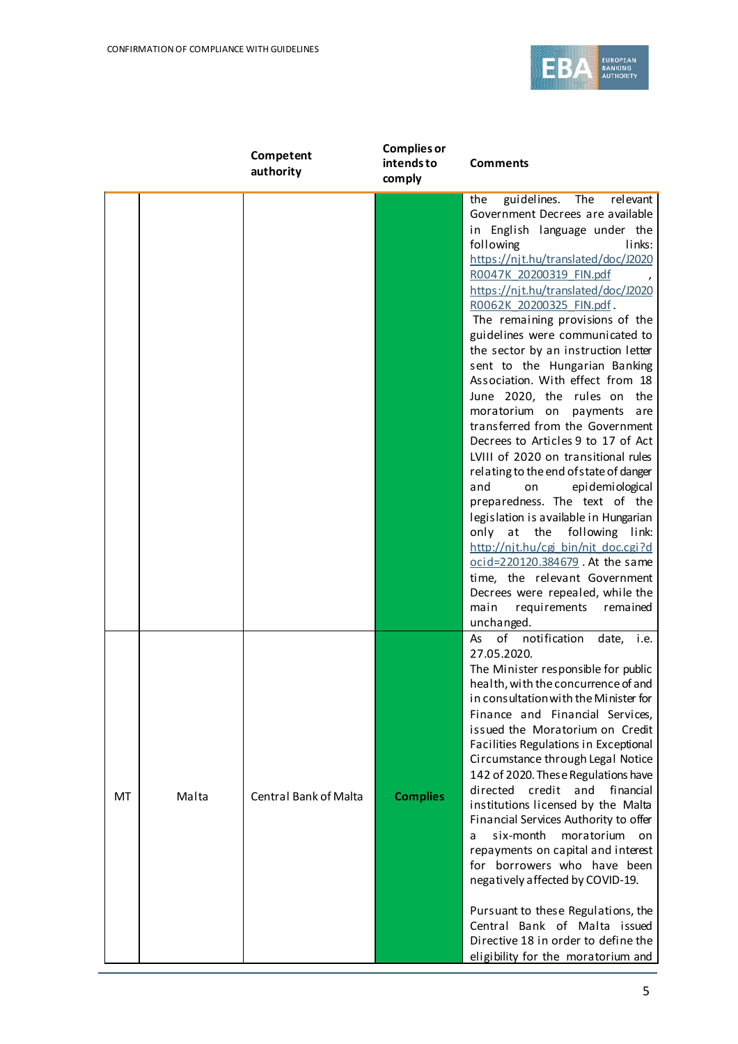| | | Competent authority | Complies or intends to comply | Comments |
|---|---|---|---|---|
| | | | | the guidelines. The relevant Government Decrees are available in English language under the following links: https://njt.hu/translated/doc/J2020R0047K_20200319_FIN.pdf , https://njt.hu/translated/doc/J2020R0062K_20200325_FIN.pdf. The remaining provisions of the guidelines were communicated to the sector by an instruction letter sent to the Hungarian Banking Association. With effect from 18 June 2020, the rules on the moratorium on payments are transferred from the Government Decrees to Articles 9 to 17 of Act LVIII of 2020 on transitional rules relating to the end of state of danger and on epidemiological preparedness. The text of the legislation is available in Hungarian only at the following link: http://njt.hu/cgi_bin/njt_doc.cgi?docid=220120.384679 . At the same time, the relevant Government Decrees were repealed, while the main requirements remained unchanged. |
| MT | Malta | Central Bank of Malta | **Complies** | As of notification date, i.e. 27.05.2020.<br>The Minister responsible for public health, with the concurrence of and in consultation with the Minister for Finance and Financial Services, issued the Moratorium on Credit Facilities Regulations in Exceptional Circumstance through Legal Notice 142 of 2020. These Regulations have directed credit and financial institutions licensed by the Malta Financial Services Authority to offer a six-month moratorium on repayments on capital and interest for borrowers who have been negatively affected by COVID-19.<br><br>Pursuant to these Regulations, the Central Bank of Malta issued Directive 18 in order to define the eligibility for the moratorium and |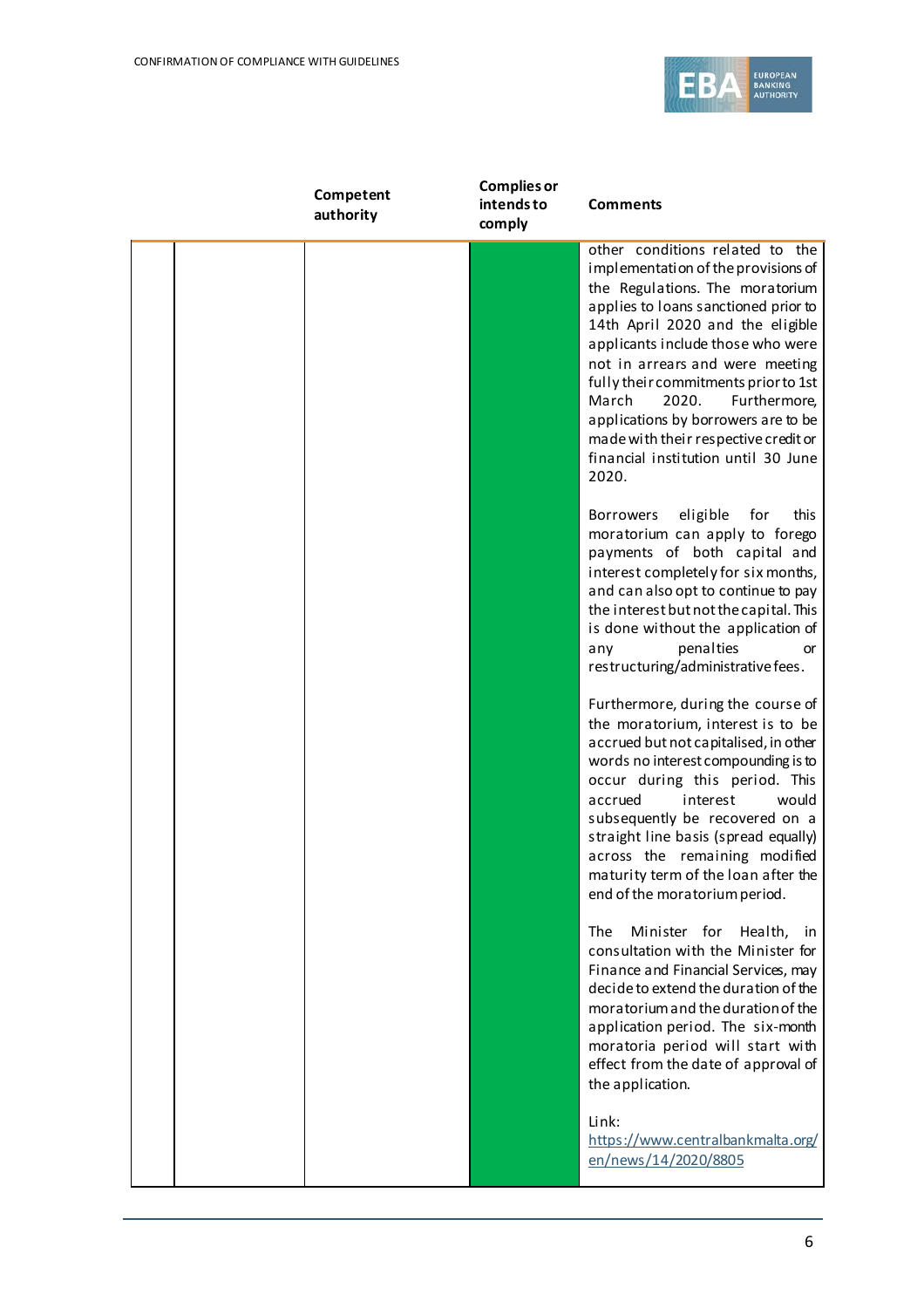|  | Competent authority | Complies or intends to comply | Comments |
|---|---|---|---|
|  |  |  | other conditions related to the implementation of the provisions of the Regulations. The moratorium applies to loans sanctioned prior to 14th April 2020 and the eligible applicants include those who were not in arrears and were meeting fully their commitments prior to 1st March 2020. Furthermore, applications by borrowers are to be made with their respective credit or financial institution until 30 June 2020.<br><br>Borrowers eligible for this moratorium can apply to forego payments of both capital and interest completely for six months, and can also opt to continue to pay the interest but not the capital. This is done without the application of any penalties or restructuring/administrative fees.<br><br>Furthermore, during the course of the moratorium, interest is to be accrued but not capitalised, in other words no interest compounding is to occur during this period. This accrued interest would subsequently be recovered on a straight line basis (spread equally) across the remaining modified maturity term of the loan after the end of the moratorium period.<br><br>The Minister for Health, in consultation with the Minister for Finance and Financial Services, may decide to extend the duration of the moratorium and the duration of the application period. The six-month moratoria period will start with effect from the date of approval of the application.<br><br>Link:<br>https://www.centralbankmalta.org/en/news/14/2020/8805 |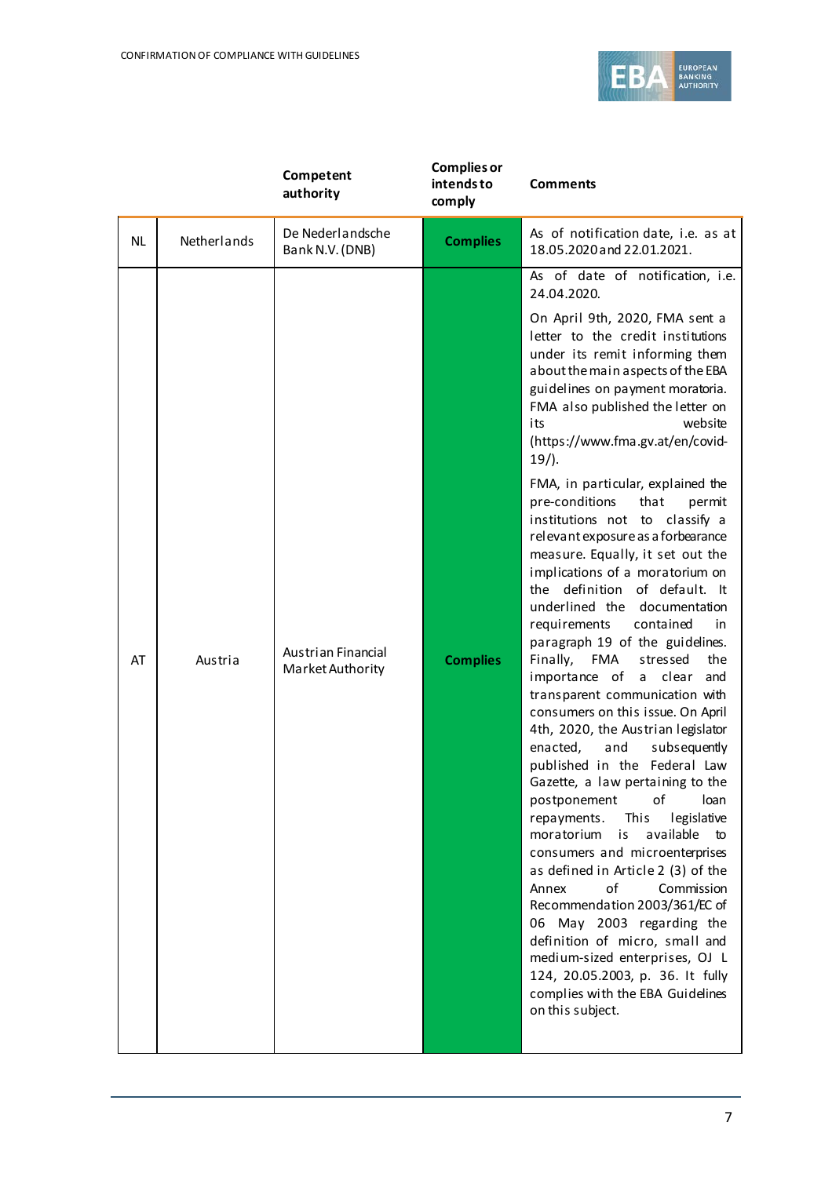| | | Competent authority | Complies or intends to comply | Comments |
|---|---|---|---|---|
| NL | Netherlands | De Nederlandsche Bank N.V. (DNB) | **Complies** | As of notification date, i.e. as at 18.05.2020 and 22.01.2021. |
| AT | Austria | Austrian Financial Market Authority | **Complies** | As of date of notification, i.e. 24.04.2020. On April 9th, 2020, FMA sent a letter to the credit institutions under its remit informing them about the main aspects of the EBA guidelines on payment moratoria. FMA also published the letter on its website (https://www.fma.gv.at/en/covid-19/). FMA, in particular, explained the pre-conditions that permit institutions not to classify a relevant exposure as a forbearance measure. Equally, it set out the implications of a moratorium on the definition of default. It underlined the documentation requirements contained in paragraph 19 of the guidelines. Finally, FMA stressed the importance of a clear and transparent communication with consumers on this issue. On April 4th, 2020, the Austrian legislator enacted, and subsequently published in the Federal Law Gazette, a law pertaining to the postponement of loan repayments. This legislative moratorium is available to consumers and microenterprises as defined in Article 2 (3) of the Annex of Commission Recommendation 2003/361/EC of 06 May 2003 regarding the definition of micro, small and medium-sized enterprises, OJ L 124, 20.05.2003, p. 36. It fully complies with the EBA Guidelines on this subject. |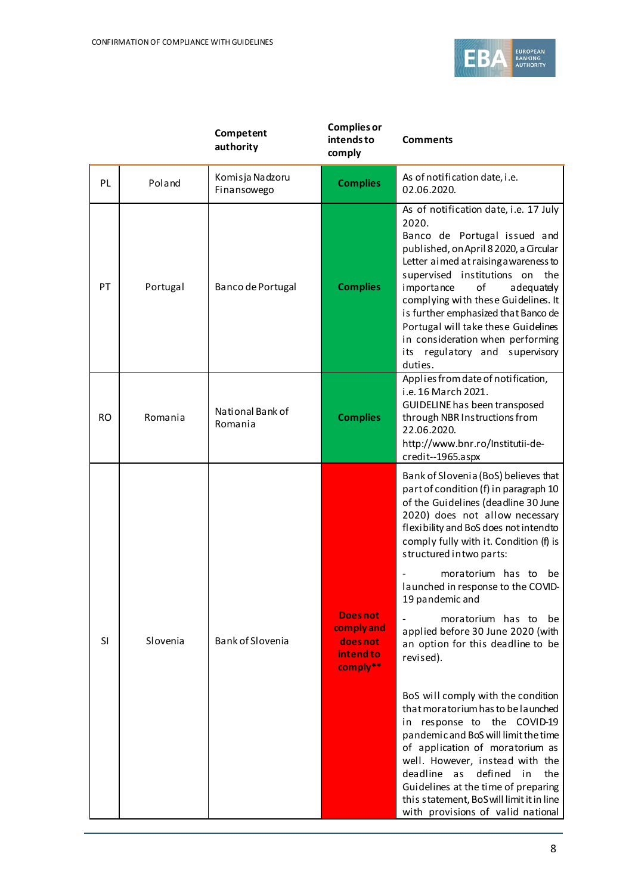| | | Competent authority | Complies or intends to comply | Comments |
|---|---|---|---|---|
| PL | Poland | Komisja Nadzoru Finansowego | **Complies** | As of notification date, i.e. 02.06.2020. |
| PT | Portugal | Banco de Portugal | **Complies** | As of notification date, i.e. 17 July 2020. Banco de Portugal issued and published, on April 8 2020, a Circular Letter aimed at raising awareness to supervised institutions on the importance of adequately complying with these Guidelines. It is further emphasized that Banco de Portugal will take these Guidelines in consideration when performing its regulatory and supervisory duties. |
| RO | Romania | National Bank of Romania | **Complies** | Applies from date of notification, i.e. 16 March 2021. GUIDELINE has been transposed through NBR Instructions from 22.06.2020. http://www.bnr.ro/Institutii-de-credit--1965.aspx |
| SI | Slovenia | Bank of Slovenia | **Does not comply and does not intend to comply**** | Bank of Slovenia (BoS) believes that part of condition (f) in paragraph 10 of the Guidelines (deadline 30 June 2020) does not allow necessary flexibility and BoS does not intend to comply fully with it. Condition (f) is structured in two parts:<br><br>- moratorium has to be launched in response to the COVID-19 pandemic and<br><br>- moratorium has to be applied before 30 June 2020 (with an option for this deadline to be revised).<br><br>BoS will comply with the condition that moratorium has to be launched in response to the COVID-19 pandemic and BoS will limit the time of application of moratorium as well. However, instead with the deadline as defined in the Guidelines at the time of preparing this statement, BoS will limit it in line with provisions of valid national |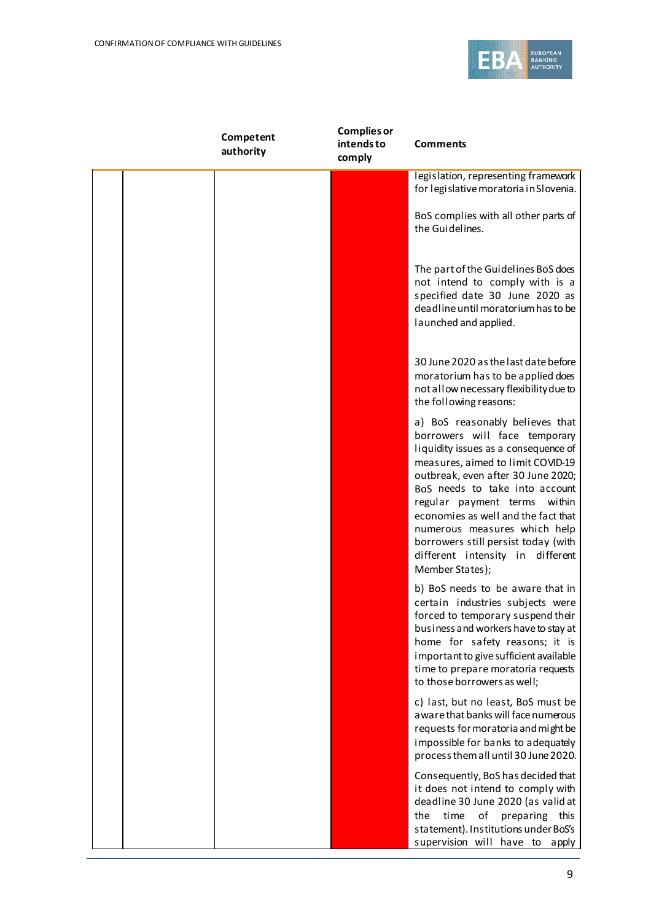| | Competent authority | Complies or intends to comply | Comments |
|---|---|---|---|
| | | | legislation, representing framework for legislative moratoria in Slovenia.<br><br>BoS complies with all other parts of the Guidelines.<br><br>The part of the Guidelines BoS does not intend to comply with is a specified date 30 June 2020 as deadline until moratorium has to be launched and applied.<br><br>30 June 2020 as the last date before moratorium has to be applied does not allow necessary flexibility due to the following reasons:<br><br>a) BoS reasonably believes that borrowers will face temporary liquidity issues as a consequence of measures, aimed to limit COVID-19 outbreak, even after 30 June 2020; BoS needs to take into account regular payment terms within economies as well and the fact that numerous measures which help borrowers still persist today (with different intensity in different Member States);<br><br>b) BoS needs to be aware that in certain industries subjects were forced to temporary suspend their business and workers have to stay at home for safety reasons; it is important to give sufficient available time to prepare moratoria requests to those borrowers as well;<br><br>c) last, but no least, BoS must be aware that banks will face numerous requests for moratoria and might be impossible for banks to adequately process them all until 30 June 2020.<br><br>Consequently, BoS has decided that it does not intend to comply with deadline 30 June 2020 (as valid at the time of preparing this statement). Institutions under BoS's supervision will have to apply |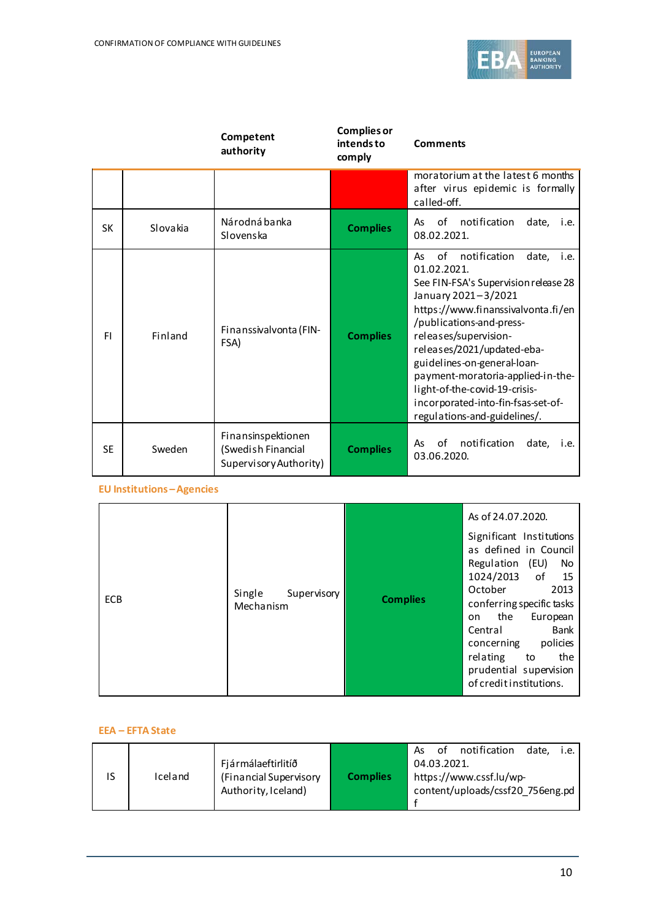| | | Competent authority | Complies or intends to comply | Comments |
|---|---|---|---|---|
| | | | | moratorium at the latest 6 months after virus epidemic is formally called-off. |
| SK | Slovakia | Národná banka Slovenska | Complies | As of notification date, i.e. 08.02.2021. |
| FI | Finland | Finanssivalvonta (FIN-FSA) | Complies | As of notification date, i.e. 01.02.2021. See FIN-FSA's Supervision release 28 January 2021 – 3/2021 https://www.finanssivalvonta.fi/en/publications-and-press-releases/supervision-releases/2021/updated-eba-guidelines-on-general-loan-payment-moratoria-applied-in-the-light-of-the-covid-19-crisis-incorporated-into-fin-fsas-set-of-regulations-and-guidelines/. |
| SE | Sweden | Finansinspektionen (Swedish Financial Supervisory Authority) | Complies | As of notification date, i.e. 03.06.2020. |

**EU Institutions – Agencies**

| | | | |
|---|---|---|---|
| ECB | Single Supervisory Mechanism | Complies | As of 24.07.2020. Significant Institutions as defined in Council Regulation (EU) No 1024/2013 of 15 October 2013 conferring specific tasks on the European Central Bank concerning policies relating to the prudential supervision of credit institutions. |

**EEA – EFTA State**

| | | | | |
|---|---|---|---|---|
| IS | Iceland | Fjármálaeftirlitíð (Financial Supervisory Authority, Iceland) | Complies | As of notification date, i.e. 04.03.2021. https://www.cssf.lu/wp-content/uploads/cssf20_756eng.pdf |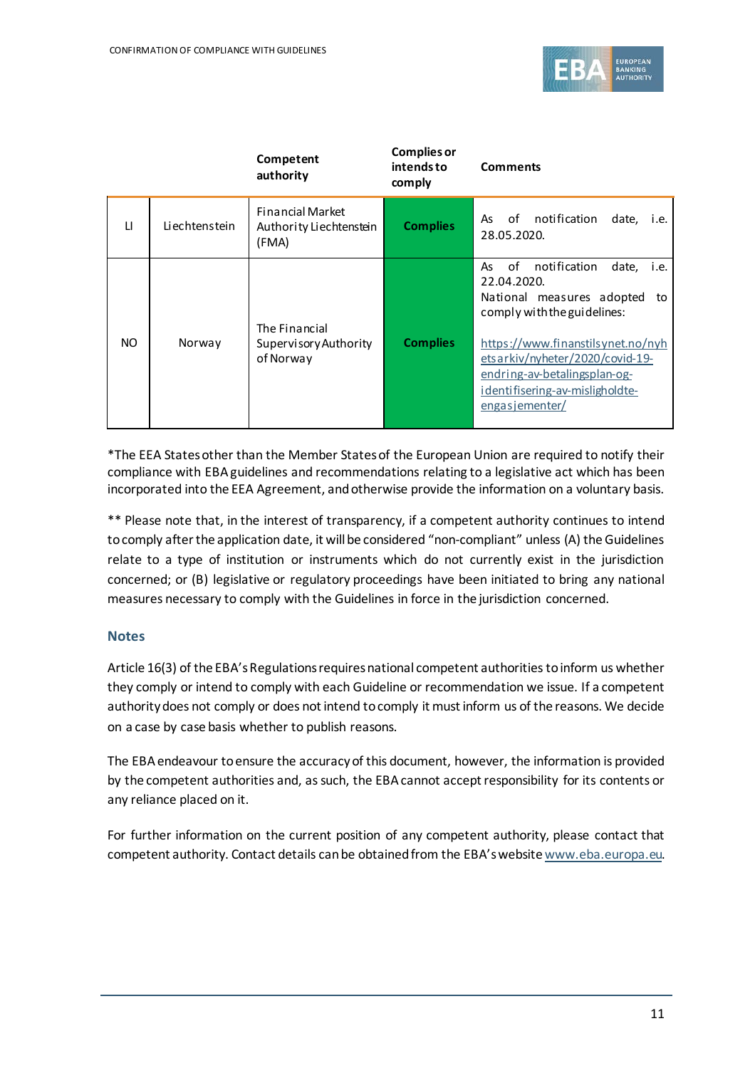| | | Competent authority | Complies or intends to comply | Comments |
|---|---|---|---|---|
| LI | Liechtenstein | Financial Market Authority Liechtenstein (FMA) | Complies | As of notification date, i.e. 28.05.2020. |
| NO | Norway | The Financial Supervisory Authority of Norway | Complies | As of notification date, i.e. 22.04.2020. National measures adopted to comply with the guidelines: https://www.finanstilsynet.no/nyhetsarkiv/nyheter/2020/covid-19-endring-av-betalingsplan-og-identifisering-av-misligholdte-engasjementer/ |

*The EEA States other than the Member States of the European Union are required to notify their compliance with EBA guidelines and recommendations relating to a legislative act which has been incorporated into the EEA Agreement, and otherwise provide the information on a voluntary basis.

** Please note that, in the interest of transparency, if a competent authority continues to intend to comply after the application date, it will be considered "non-compliant" unless (A) the Guidelines relate to a type of institution or instruments which do not currently exist in the jurisdiction concerned; or (B) legislative or regulatory proceedings have been initiated to bring any national measures necessary to comply with the Guidelines in force in the jurisdiction concerned.

### Notes

Article 16(3) of the EBA's Regulations requires national competent authorities to inform us whether they comply or intend to comply with each Guideline or recommendation we issue. If a competent authority does not comply or does not intend to comply it must inform us of the reasons. We decide on a case by case basis whether to publish reasons.

The EBA endeavour to ensure the accuracy of this document, however, the information is provided by the competent authorities and, as such, the EBA cannot accept responsibility for its contents or any reliance placed on it.

For further information on the current position of any competent authority, please contact that competent authority. Contact details can be obtained from the EBA's website www.eba.europa.eu.